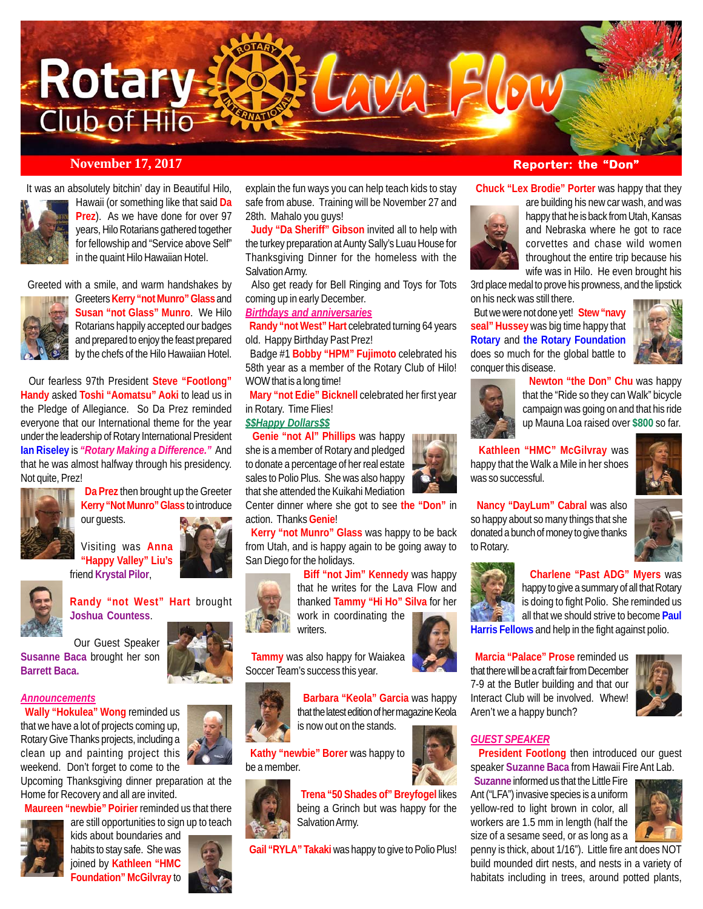# Rotary Club of Hilo Lava Flow

**November 17, 2017** — **Reporter: the "Don"**

It was an absolutely bitchin' day in Beautiful Hilo, Hawaii (or something like that said **Da Prez**). As we have done for over 97 years, Hilo Rotarians gathered together for fellowship and "Service above Self" in the quaint Hilo Hawaiian Hotel.

Greeted with a smile, and warm handshakes by Greeters **Kerry "not Munro" Glass** and **Susan "not Glass" Munro**. We Hilo Rotarians happily accepted our badges and prepared to enjoy the feast prepared by the chefs of the Hilo Hawaiian Hotel.

Our fearless 97th President **Steve "Footlong" Handy** asked **Toshi "Aomatsu" Aoki** to lead us in the Pledge of Allegiance. So Da Prez reminded everyone that our International theme for the year under the leadership of Rotary International President **Ian Riseley** is ***"Rotary Making a Difference."*** And that he was almost halfway through his presidency. Not quite, Prez!

**Da Prez** then brought up the Greeter **Kerry "Not Munro" Glass** to introduce our guests.

Visiting was **Anna "Happy Valley" Liu's** friend **Krystal Pilor**,

**Randy "not West" Hart** brought **Joshua Countess**.

Our Guest Speaker **Susanne Baca** brought her son **Barrett Baca.**

***Announcements***

**Wally "Hokulea" Wong** reminded us that we have a lot of projects coming up, Rotary Give Thanks projects, including a clean up and painting project this weekend. Don't forget to come to the Upcoming Thanksgiving dinner preparation at the Home for Recovery and all are invited.

**Maureen "newbie" Poirier** reminded us that there are still opportunities to sign up to teach kids about boundaries and habits to stay safe. She was joined by **Kathleen "HMC Foundation" McGilvray** to explain the fun ways you can help teach kids to stay safe from abuse. Training will be November 27 and 28th. Mahalo you guys!

**Judy "Da Sheriff" Gibson** invited all to help with the turkey preparation at Aunty Sally's Luau House for Thanksgiving Dinner for the homeless with the Salvation Army.

Also get ready for Bell Ringing and Toys for Tots coming up in early December.

***Birthdays and anniversaries***

**Randy "not West" Hart** celebrated turning 64 years old. Happy Birthday Past Prez!

Badge #1 **Bobby "HPM" Fujimoto** celebrated his 58th year as a member of the Rotary Club of Hilo! WOW that is a long time!

**Mary "not Edie" Bicknell** celebrated her first year in Rotary. Time Flies!

***$$Happy Dollars$$***

**Genie "not Al" Phillips** was happy she is a member of Rotary and pledged to donate a percentage of her real estate sales to Polio Plus. She was also happy that she attended the Kuikahi Mediation Center dinner where she got to see **the "Don"** in action. Thanks **Genie**!

**Kerry "not Munro" Glass** was happy to be back from Utah, and is happy again to be going away to San Diego for the holidays.

**Biff "not Jim" Kennedy** was happy that he writes for the Lava Flow and thanked **Tammy "Hi Ho" Silva** for her work in coordinating the writers.

**Tammy** was also happy for Waiakea Soccer Team's success this year.

**Barbara "Keola" Garcia** was happy that the latest edition of her magazine Keola is now out on the stands.

**Kathy "newbie" Borer** was happy to be a member.

**Trena "50 Shades of" Breyfogel** likes being a Grinch but was happy for the Salvation Army.

**Gail "RYLA" Takaki** was happy to give to Polio Plus!

**Chuck "Lex Brodie" Porter** was happy that they are building his new car wash, and was happy that he is back from Utah, Kansas and Nebraska where he got to race corvettes and chase wild women throughout the entire trip because his wife was in Hilo. He even brought his 3rd place medal to prove his prowness, and the lipstick on his neck was still there.

But we were not done yet! **Stew "navy seal" Hussey** was big time happy that **Rotary** and **the Rotary Foundation** does so much for the global battle to conquer this disease.

**Newton "the Don" Chu** was happy that the "Ride so they can Walk" bicycle campaign was going on and that his ride up Mauna Loa raised over **$800** so far.

**Kathleen "HMC" McGilvray** was happy that the Walk a Mile in her shoes was so successful.

**Nancy "DayLum" Cabral** was also so happy about so many things that she donated a bunch of money to give thanks to Rotary.

**Charlene "Past ADG" Myers** was happy to give a summary of all that Rotary is doing to fight Polio. She reminded us all that we should strive to become **Paul Harris Fellows** and help in the fight against polio.

**Marcia "Palace" Prose** reminded us that there will be a craft fair from December 7-9 at the Butler building and that our Interact Club will be involved. Whew! Aren't we a happy bunch?

***GUEST SPEAKER***

**President Footlong** then introduced our guest speaker **Suzanne Baca** from Hawaii Fire Ant Lab.

**Suzanne** informed us that the Little Fire Ant ("LFA") invasive species is a uniform yellow-red to light brown in color, all workers are 1.5 mm in length (half the size of a sesame seed, or as long as a penny is thick, about 1/16"). Little fire ant does NOT build mounded dirt nests, and nests in a variety of habitats including in trees, around potted plants,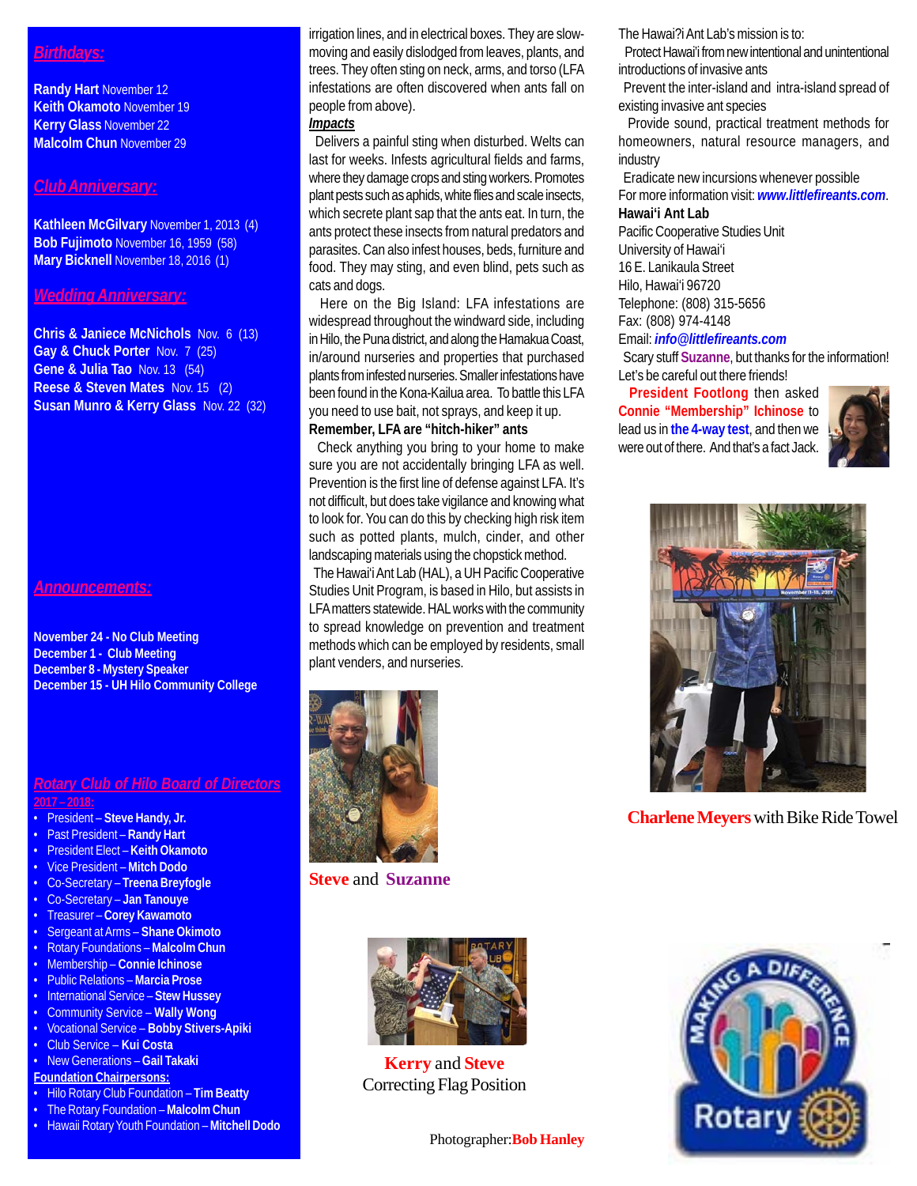## Birthdays:

**Randy Hart** November 12
**Keith Okamoto** November 19
**Kerry Glass** November 22
**Malcolm Chun** November 29

## Club Anniversary:

**Kathleen McGilvary** November 1, 2013 (4)
**Bob Fujimoto** November 16, 1959 (58)
**Mary Bicknell** November 18, 2016 (1)

## Wedding Anniversary:

**Chris & Janiece McNichols** Nov. 6 (13)
**Gay & Chuck Porter** Nov. 7 (25)
**Gene & Julia Tao** Nov. 13 (54)
**Reese & Steven Mates** Nov. 15 (2)
**Susan Munro & Kerry Glass** Nov. 22 (32)

## Announcements:

**November 24 - No Club Meeting**
**December 1 - Club Meeting**
**December 8 - Mystery Speaker**
**December 15 - UH Hilo Community College**

## Rotary Club of Hilo Board of Directors

**2017 – 2018:**

- President – **Steve Handy, Jr.**
- Past President – **Randy Hart**
- President Elect – **Keith Okamoto**
- Vice President – **Mitch Dodo**
- Co-Secretary – **Treena Breyfogle**
- Co-Secretary – **Jan Tanouye**
- Treasurer – **Corey Kawamoto**
- Sergeant at Arms – **Shane Okimoto**
- Rotary Foundations – **Malcolm Chun**
- Membership – **Connie Ichinose**
- Public Relations – **Marcia Prose**
- International Service – **Stew Hussey**
- Community Service – **Wally Wong**
- Vocational Service – **Bobby Stivers-Apiki**
- Club Service – **Kui Costa**
- New Generations – **Gail Takaki**

**Foundation Chairpersons:**

- Hilo Rotary Club Foundation – **Tim Beatty**
- The Rotary Foundation – **Malcolm Chun**
- Hawaii Rotary Youth Foundation – **Mitchell Dodo**

irrigation lines, and in electrical boxes. They are slow-moving and easily dislodged from leaves, plants, and trees. They often sting on neck, arms, and torso (LFA infestations are often discovered when ants fall on people from above).

***Impacts***

Delivers a painful sting when disturbed. Welts can last for weeks. Infests agricultural fields and farms, where they damage crops and sting workers. Promotes plant pests such as aphids, white flies and scale insects, which secrete plant sap that the ants eat. In turn, the ants protect these insects from natural predators and parasites. Can also infest houses, beds, furniture and food. They may sting, and even blind, pets such as cats and dogs.

Here on the Big Island: LFA infestations are widespread throughout the windward side, including in Hilo, the Puna district, and along the Hamakua Coast, in/around nurseries and properties that purchased plants from infested nurseries. Smaller infestations have been found in the Kona-Kailua area. To battle this LFA you need to use bait, not sprays, and keep it up.

**Remember, LFA are "hitch-hiker" ants**

Check anything you bring to your home to make sure you are not accidentally bringing LFA as well. Prevention is the first line of defense against LFA. It's not difficult, but does take vigilance and knowing what to look for. You can do this by checking high risk item such as potted plants, mulch, cinder, and other landscaping materials using the chopstick method.

The Hawai'i Ant Lab (HAL), a UH Pacific Cooperative Studies Unit Program, is based in Hilo, but assists in LFA matters statewide. HAL works with the community to spread knowledge on prevention and treatment methods which can be employed by residents, small plant venders, and nurseries.

**Steve** and **Suzanne**

**Kerry** and **Steve**
Correcting Flag Position

Photographer: **Bob Hanley**

The Hawai?i Ant Lab's mission is to:

Protect Hawai'i from new intentional and unintentional introductions of invasive ants

Prevent the inter-island and intra-island spread of existing invasive ant species

Provide sound, practical treatment methods for homeowners, natural resource managers, and industry

Eradicate new incursions whenever possible

For more information visit: ***www.littlefireants.com***.

**Hawai'i Ant Lab**
Pacific Cooperative Studies Unit
University of Hawai'i
16 E. Lanikaula Street
Hilo, Hawai'i 96720
Telephone: (808) 315-5656
Fax: (808) 974-4148
Email: ***info@littlefireants.com***

Scary stuff **Suzanne**, but thanks for the information! Let's be careful out there friends!

**President Footlong** then asked **Connie "Membership" Ichinose** to lead us in **the 4-way test**, and then we were out of there. And that's a fact Jack.

**Charlene Meyers** with Bike Ride Towel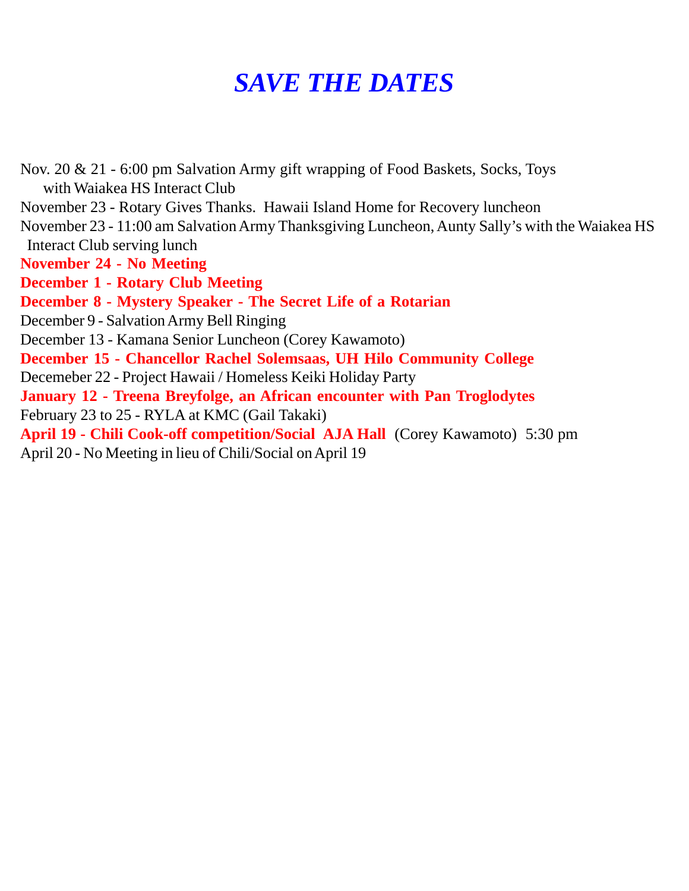# *SAVE THE DATES*

Nov. 20 & 21 - 6:00 pm Salvation Army gift wrapping of Food Baskets, Socks, Toys with Waiakea HS Interact Club

November 23 - Rotary Gives Thanks. Hawaii Island Home for Recovery luncheon

November 23 - 11:00 am Salvation Army Thanksgiving Luncheon, Aunty Sally's with the Waiakea HS Interact Club serving lunch

**November 24 - No Meeting**

**December 1 - Rotary Club Meeting**

**December 8 - Mystery Speaker - The Secret Life of a Rotarian**

December 9 - Salvation Army Bell Ringing

December 13 - Kamana Senior Luncheon (Corey Kawamoto)

**December 15 - Chancellor Rachel Solemsaas, UH Hilo Community College**

Decemeber 22 - Project Hawaii / Homeless Keiki Holiday Party

**January 12 - Treena Breyfolge, an African encounter with Pan Troglodytes**

February 23 to 25 - RYLA at KMC (Gail Takaki)

**April 19 - Chili Cook-off competition/Social AJA Hall** (Corey Kawamoto) 5:30 pm

April 20 - No Meeting in lieu of Chili/Social on April 19